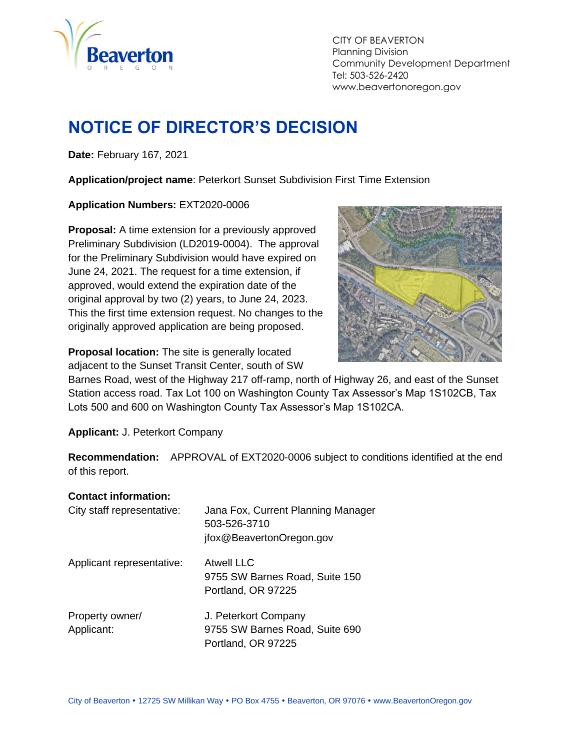CITY OF BEAVERTON
Planning Division
Community Development Department
Tel: 503-526-2420
www.beavertonoregon.gov

# NOTICE OF DIRECTOR'S DECISION

**Date:** February 167, 2021

**Application/project name**: Peterkort Sunset Subdivision First Time Extension

**Application Numbers:** EXT2020-0006

**Proposal:** A time extension for a previously approved Preliminary Subdivision (LD2019-0004). The approval for the Preliminary Subdivision would have expired on June 24, 2021. The request for a time extension, if approved, would extend the expiration date of the original approval by two (2) years, to June 24, 2023. This the first time extension request. No changes to the originally approved application are being proposed.

**Proposal location:** The site is generally located adjacent to the Sunset Transit Center, south of SW Barnes Road, west of the Highway 217 off-ramp, north of Highway 26, and east of the Sunset Station access road. Tax Lot 100 on Washington County Tax Assessor's Map 1S102CB, Tax Lots 500 and 600 on Washington County Tax Assessor's Map 1S102CA.

**Applicant:** J. Peterkort Company

**Recommendation:** APPROVAL of EXT2020-0006 subject to conditions identified at the end of this report.

**Contact information:**

| | |
|---|---|
| City staff representative: | Jana Fox, Current Planning Manager<br>503-526-3710<br>jfox@BeavertonOregon.gov |
| Applicant representative: | Atwell LLC<br>9755 SW Barnes Road, Suite 150<br>Portland, OR 97225 |
| Property owner/<br>Applicant: | J. Peterkort Company<br>9755 SW Barnes Road, Suite 690<br>Portland, OR 97225 |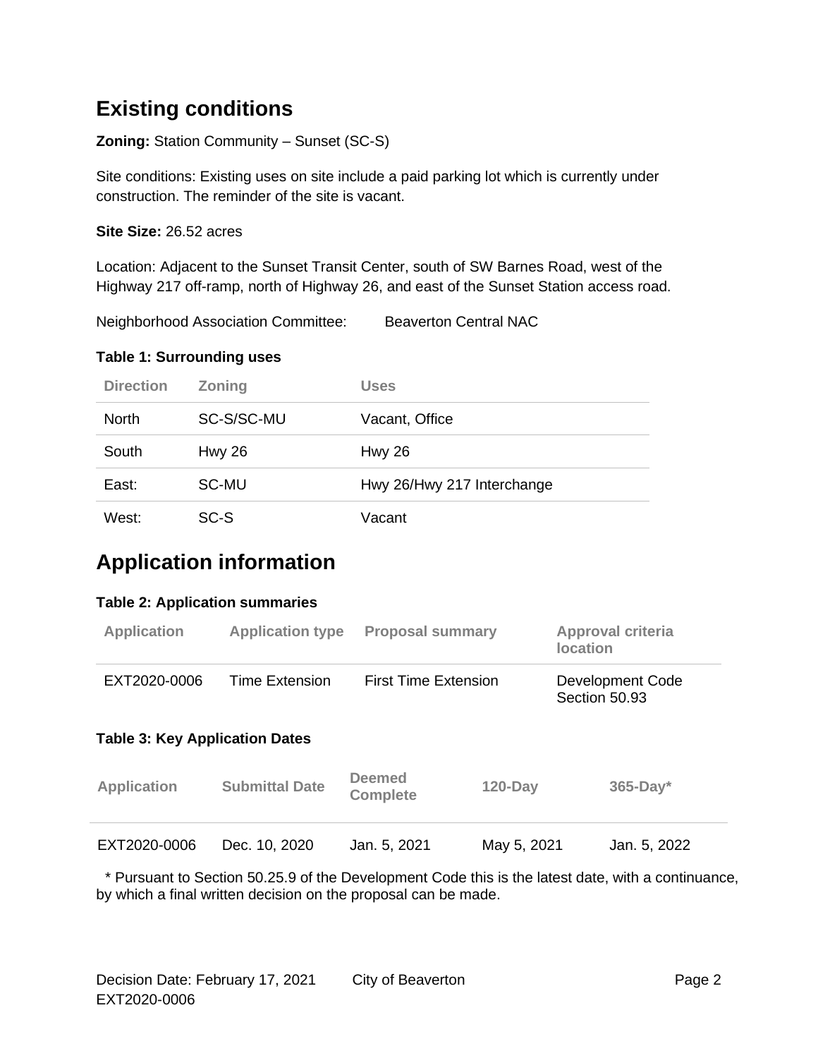## Existing conditions

**Zoning:** Station Community – Sunset (SC-S)

Site conditions: Existing uses on site include a paid parking lot which is currently under construction. The reminder of the site is vacant.

**Site Size:** 26.52 acres

Location: Adjacent to the Sunset Transit Center, south of SW Barnes Road, west of the Highway 217 off-ramp, north of Highway 26, and east of the Sunset Station access road.

Neighborhood Association Committee: Beaverton Central NAC

**Table 1: Surrounding uses**

| Direction | Zoning | Uses |
|---|---|---|
| North | SC-S/SC-MU | Vacant, Office |
| South | Hwy 26 | Hwy 26 |
| East: | SC-MU | Hwy 26/Hwy 217 Interchange |
| West: | SC-S | Vacant |

## Application information

**Table 2: Application summaries**

| Application | Application type | Proposal summary | Approval criteria location |
|---|---|---|---|
| EXT2020-0006 | Time Extension | First Time Extension | Development Code Section 50.93 |

**Table 3: Key Application Dates**

| Application | Submittal Date | Deemed Complete | 120-Day | 365-Day* |
|---|---|---|---|---|
| EXT2020-0006 | Dec. 10, 2020 | Jan. 5, 2021 | May 5, 2021 | Jan. 5, 2022 |

* Pursuant to Section 50.25.9 of the Development Code this is the latest date, with a continuance, by which a final written decision on the proposal can be made.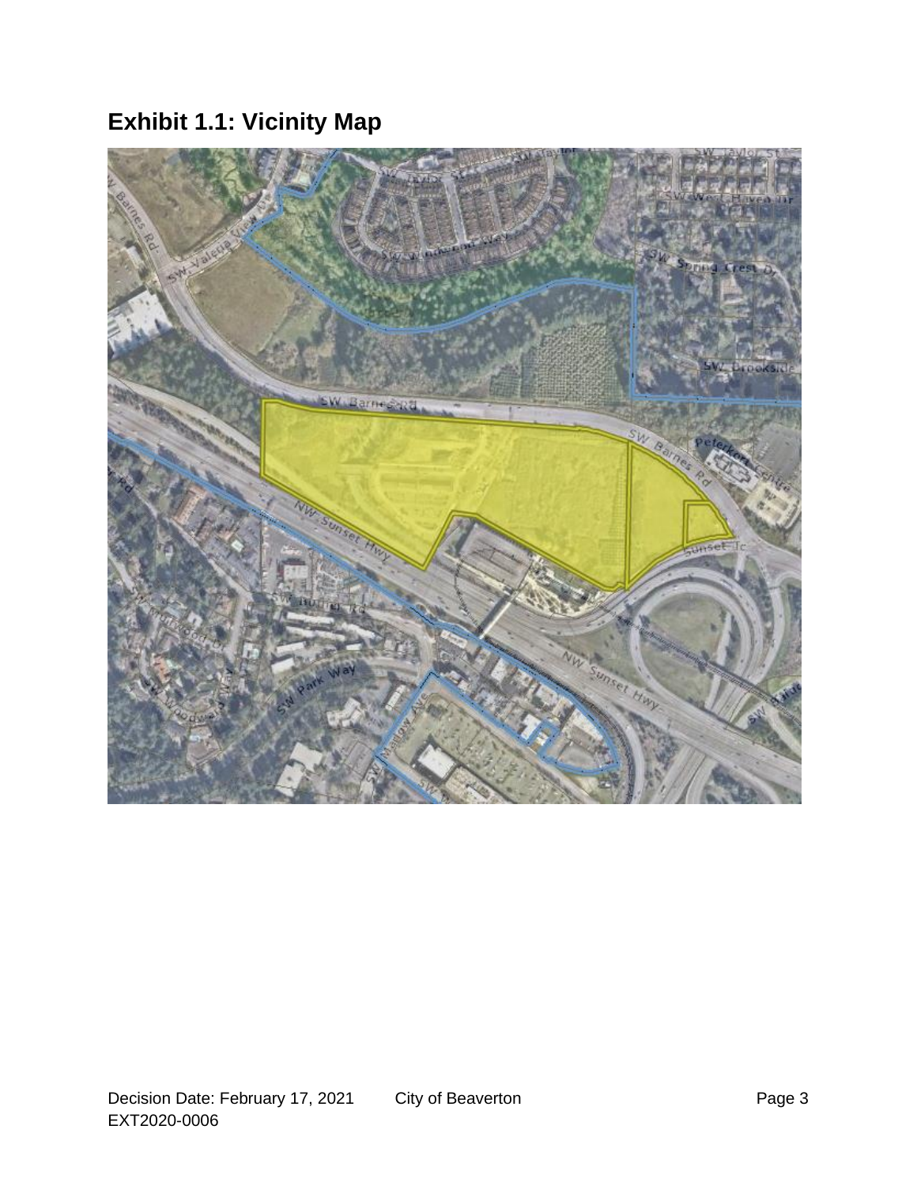# Exhibit 1.1: Vicinity Map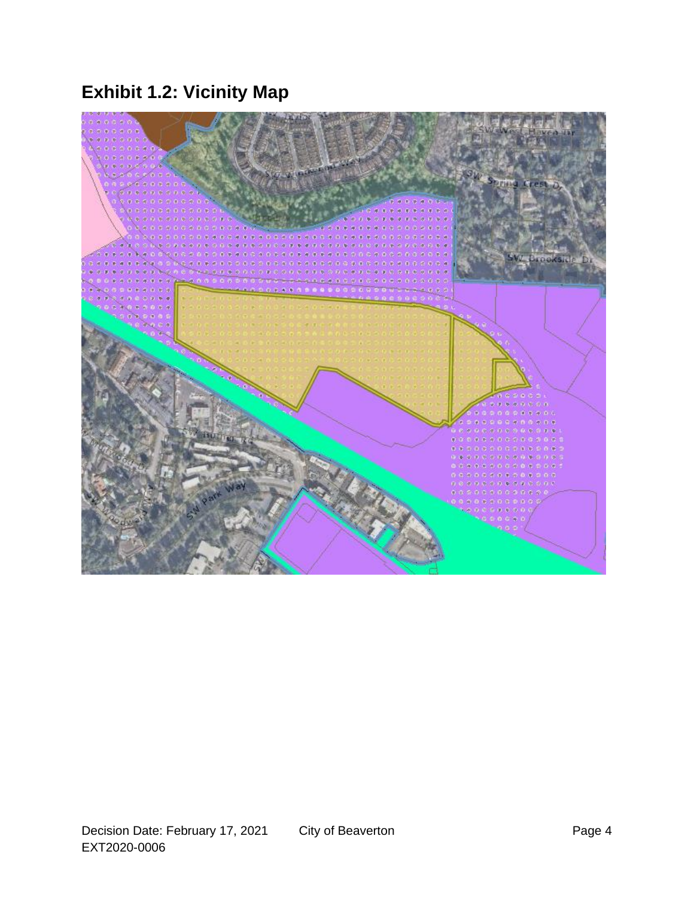## Exhibit 1.2: Vicinity Map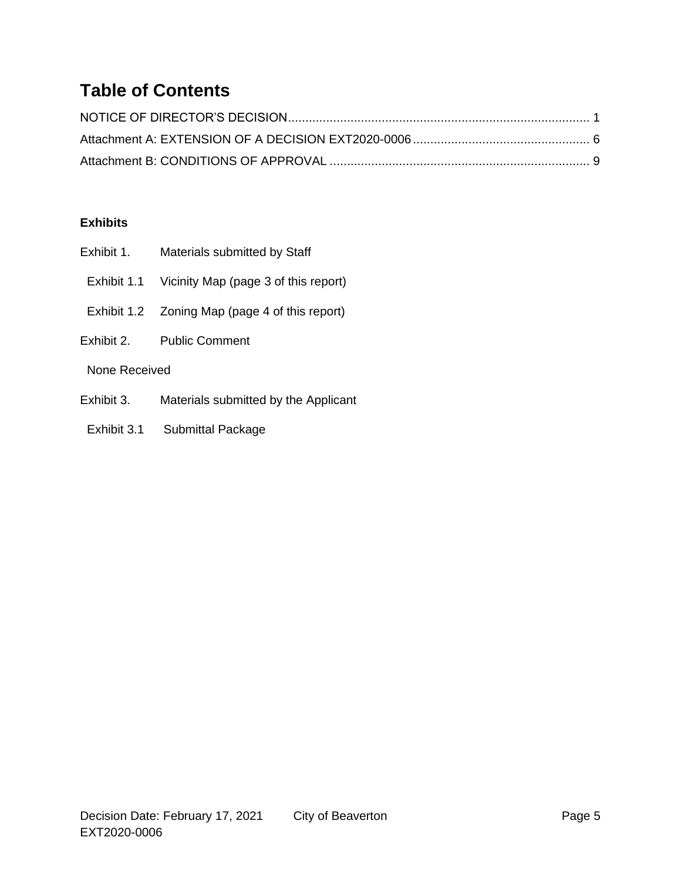# Table of Contents

NOTICE OF DIRECTOR'S DECISION ........................................................................................ 1
Attachment A: EXTENSION OF A DECISION EXT2020-0006 ................................................... 6
Attachment B: CONDITIONS OF APPROVAL ........................................................................... 9

**Exhibits**

Exhibit 1. Materials submitted by Staff

- Exhibit 1.1 Vicinity Map (page 3 of this report)
- Exhibit 1.2 Zoning Map (page 4 of this report)

Exhibit 2. Public Comment

- None Received

Exhibit 3. Materials submitted by the Applicant

- Exhibit 3.1 Submittal Package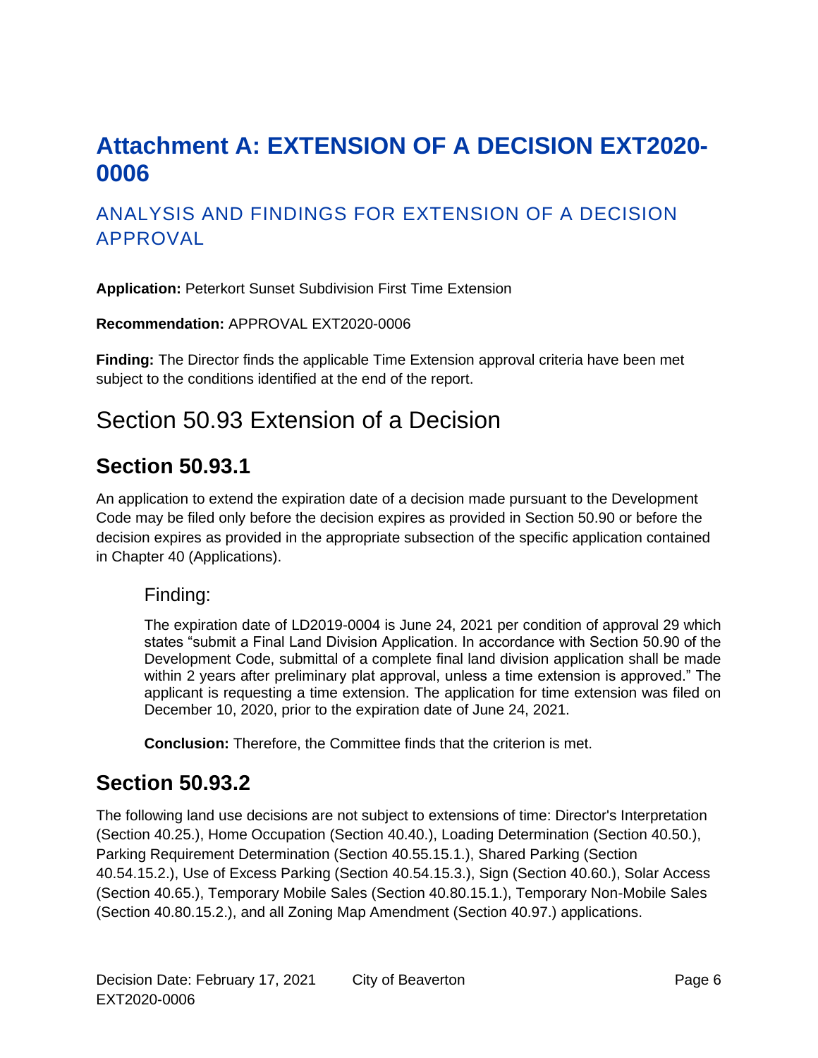# Attachment A: EXTENSION OF A DECISION EXT2020-0006

## ANALYSIS AND FINDINGS FOR EXTENSION OF A DECISION APPROVAL

**Application:** Peterkort Sunset Subdivision First Time Extension

**Recommendation:** APPROVAL EXT2020-0006

**Finding:** The Director finds the applicable Time Extension approval criteria have been met subject to the conditions identified at the end of the report.

# Section 50.93 Extension of a Decision

## Section 50.93.1

An application to extend the expiration date of a decision made pursuant to the Development Code may be filed only before the decision expires as provided in Section 50.90 or before the decision expires as provided in the appropriate subsection of the specific application contained in Chapter 40 (Applications).

### Finding:

The expiration date of LD2019-0004 is June 24, 2021 per condition of approval 29 which states "submit a Final Land Division Application. In accordance with Section 50.90 of the Development Code, submittal of a complete final land division application shall be made within 2 years after preliminary plat approval, unless a time extension is approved." The applicant is requesting a time extension. The application for time extension was filed on December 10, 2020, prior to the expiration date of June 24, 2021.

**Conclusion:** Therefore, the Committee finds that the criterion is met.

## Section 50.93.2

The following land use decisions are not subject to extensions of time: Director's Interpretation (Section 40.25.), Home Occupation (Section 40.40.), Loading Determination (Section 40.50.), Parking Requirement Determination (Section 40.55.15.1.), Shared Parking (Section 40.54.15.2.), Use of Excess Parking (Section 40.54.15.3.), Sign (Section 40.60.), Solar Access (Section 40.65.), Temporary Mobile Sales (Section 40.80.15.1.), Temporary Non-Mobile Sales (Section 40.80.15.2.), and all Zoning Map Amendment (Section 40.97.) applications.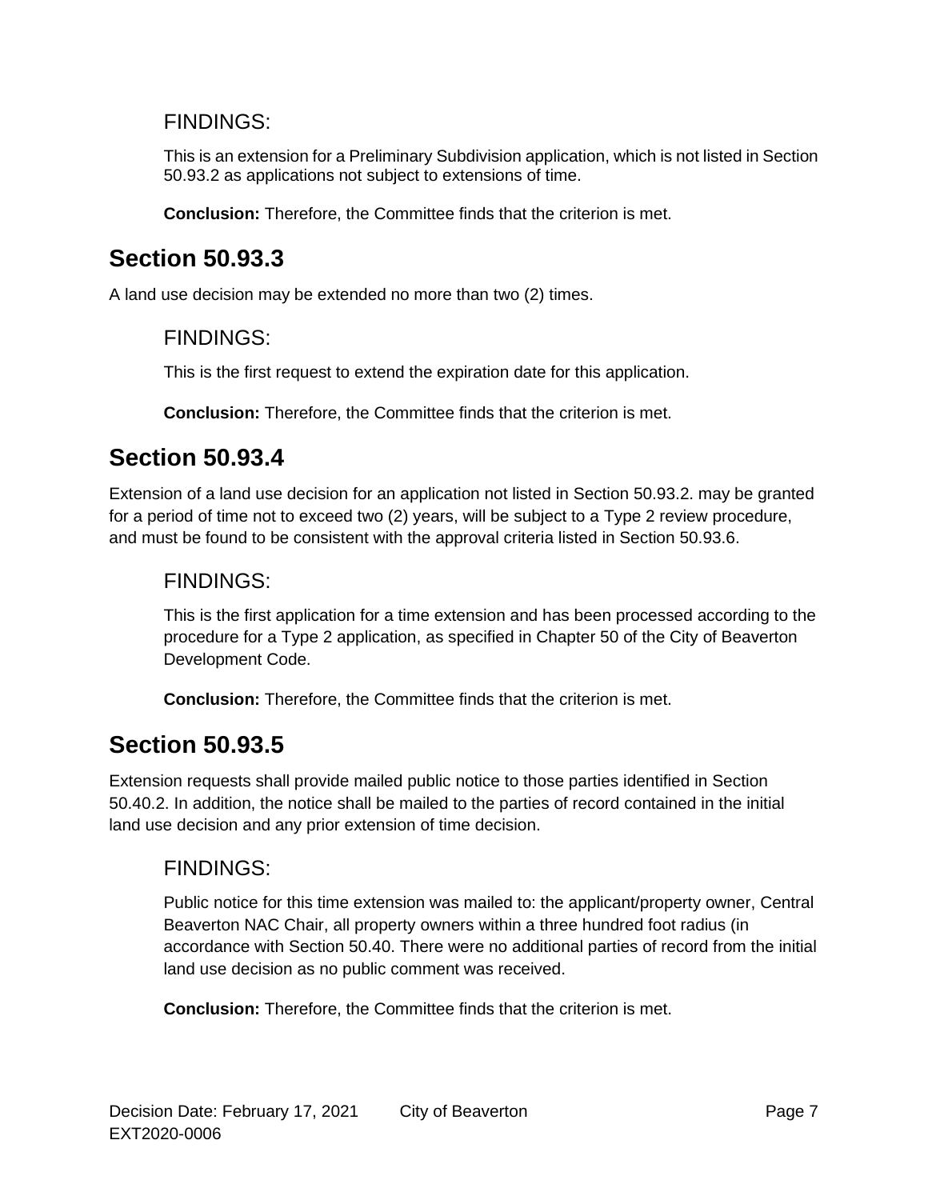### FINDINGS:

This is an extension for a Preliminary Subdivision application, which is not listed in Section 50.93.2 as applications not subject to extensions of time.

**Conclusion:** Therefore, the Committee finds that the criterion is met.

## Section 50.93.3

A land use decision may be extended no more than two (2) times.

### FINDINGS:

This is the first request to extend the expiration date for this application.

**Conclusion:** Therefore, the Committee finds that the criterion is met.

## Section 50.93.4

Extension of a land use decision for an application not listed in Section 50.93.2. may be granted for a period of time not to exceed two (2) years, will be subject to a Type 2 review procedure, and must be found to be consistent with the approval criteria listed in Section 50.93.6.

### FINDINGS:

This is the first application for a time extension and has been processed according to the procedure for a Type 2 application, as specified in Chapter 50 of the City of Beaverton Development Code.

**Conclusion:** Therefore, the Committee finds that the criterion is met.

## Section 50.93.5

Extension requests shall provide mailed public notice to those parties identified in Section 50.40.2. In addition, the notice shall be mailed to the parties of record contained in the initial land use decision and any prior extension of time decision.

### FINDINGS:

Public notice for this time extension was mailed to: the applicant/property owner, Central Beaverton NAC Chair, all property owners within a three hundred foot radius (in accordance with Section 50.40. There were no additional parties of record from the initial land use decision as no public comment was received.

**Conclusion:** Therefore, the Committee finds that the criterion is met.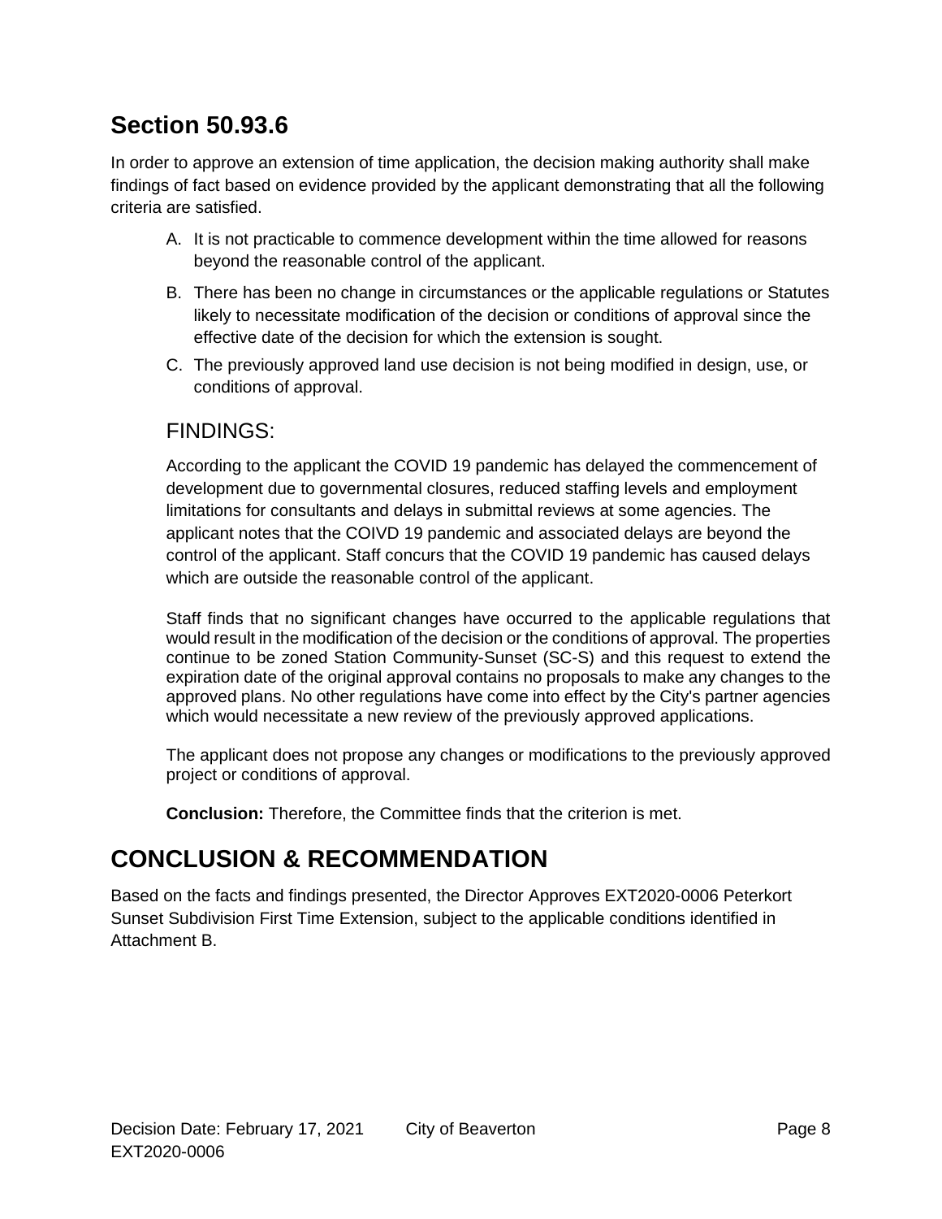## Section 50.93.6

In order to approve an extension of time application, the decision making authority shall make findings of fact based on evidence provided by the applicant demonstrating that all the following criteria are satisfied.

A. It is not practicable to commence development within the time allowed for reasons beyond the reasonable control of the applicant.

B. There has been no change in circumstances or the applicable regulations or Statutes likely to necessitate modification of the decision or conditions of approval since the effective date of the decision for which the extension is sought.

C. The previously approved land use decision is not being modified in design, use, or conditions of approval.

### FINDINGS:

According to the applicant the COVID 19 pandemic has delayed the commencement of development due to governmental closures, reduced staffing levels and employment limitations for consultants and delays in submittal reviews at some agencies. The applicant notes that the COIVD 19 pandemic and associated delays are beyond the control of the applicant. Staff concurs that the COVID 19 pandemic has caused delays which are outside the reasonable control of the applicant.

Staff finds that no significant changes have occurred to the applicable regulations that would result in the modification of the decision or the conditions of approval. The properties continue to be zoned Station Community-Sunset (SC-S) and this request to extend the expiration date of the original approval contains no proposals to make any changes to the approved plans. No other regulations have come into effect by the City's partner agencies which would necessitate a new review of the previously approved applications.

The applicant does not propose any changes or modifications to the previously approved project or conditions of approval.

**Conclusion:** Therefore, the Committee finds that the criterion is met.

## CONCLUSION & RECOMMENDATION

Based on the facts and findings presented, the Director Approves EXT2020-0006 Peterkort Sunset Subdivision First Time Extension, subject to the applicable conditions identified in Attachment B.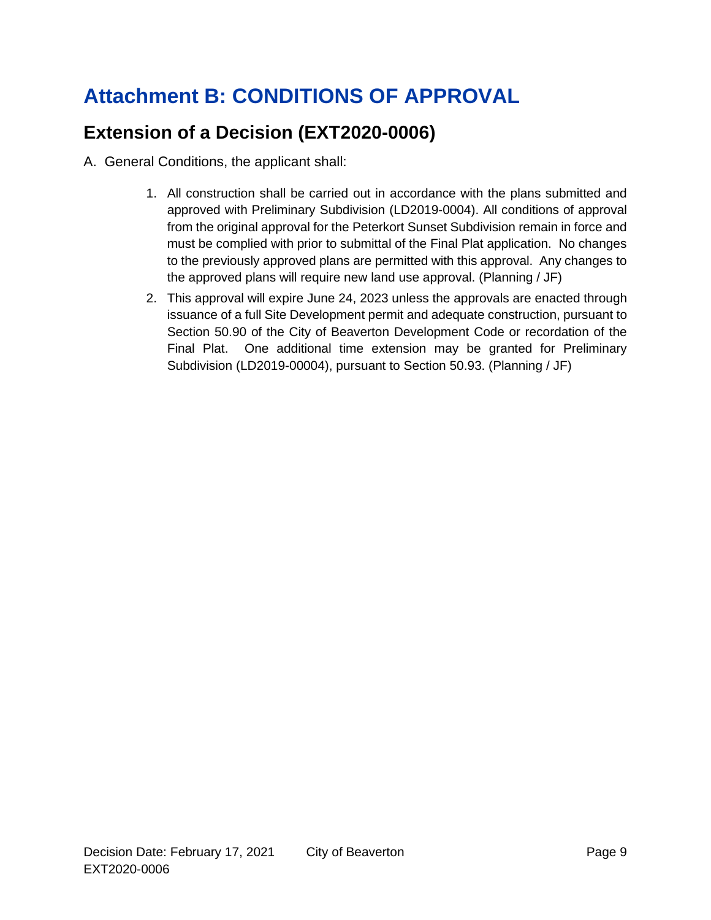# Attachment B: CONDITIONS OF APPROVAL

## Extension of a Decision (EXT2020-0006)

A. General Conditions, the applicant shall:

1. All construction shall be carried out in accordance with the plans submitted and approved with Preliminary Subdivision (LD2019-0004). All conditions of approval from the original approval for the Peterkort Sunset Subdivision remain in force and must be complied with prior to submittal of the Final Plat application. No changes to the previously approved plans are permitted with this approval. Any changes to the approved plans will require new land use approval. (Planning / JF)
2. This approval will expire June 24, 2023 unless the approvals are enacted through issuance of a full Site Development permit and adequate construction, pursuant to Section 50.90 of the City of Beaverton Development Code or recordation of the Final Plat. One additional time extension may be granted for Preliminary Subdivision (LD2019-00004), pursuant to Section 50.93. (Planning / JF)